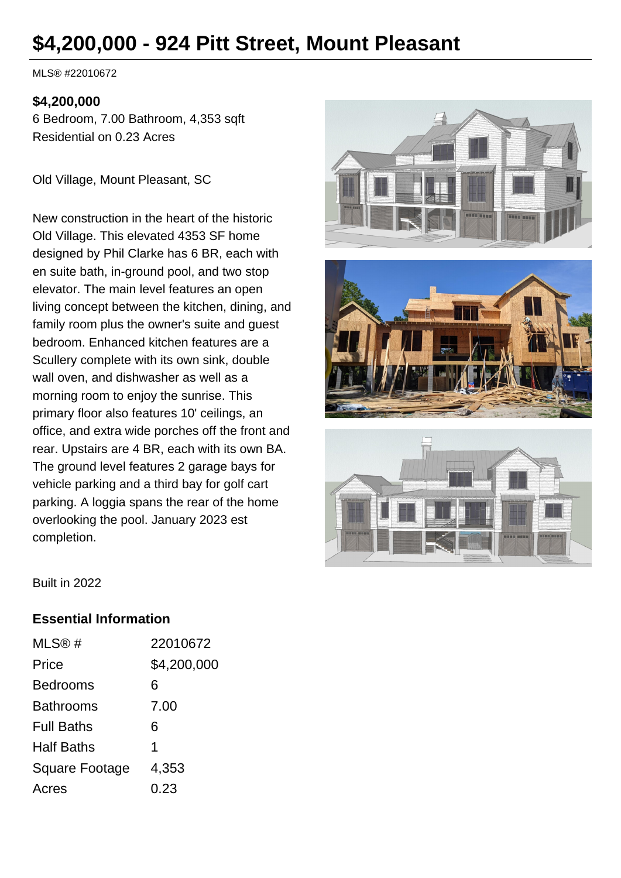# $4,200,000 - 924 Pitt Street, Mount Pleasant

MLS® #22010672

**$4,200,000**
6 Bedroom, 7.00 Bathroom, 4,353 sqft
Residential on 0.23 Acres

Old Village, Mount Pleasant, SC

New construction in the heart of the historic Old Village. This elevated 4353 SF home designed by Phil Clarke has 6 BR, each with en suite bath, in-ground pool, and two stop elevator. The main level features an open living concept between the kitchen, dining, and family room plus the owner's suite and guest bedroom. Enhanced kitchen features are a Scullery complete with its own sink, double wall oven, and dishwasher as well as a morning room to enjoy the sunrise. This primary floor also features 10' ceilings, an office, and extra wide porches off the front and rear. Upstairs are 4 BR, each with its own BA. The ground level features 2 garage bays for vehicle parking and a third bay for golf cart parking. A loggia spans the rear of the home overlooking the pool. January 2023 est completion.

Built in 2022

## Essential Information

| | |
|---|---|
| MLS® # | 22010672 |
| Price | $4,200,000 |
| Bedrooms | 6 |
| Bathrooms | 7.00 |
| Full Baths | 6 |
| Half Baths | 1 |
| Square Footage | 4,353 |
| Acres | 0.23 |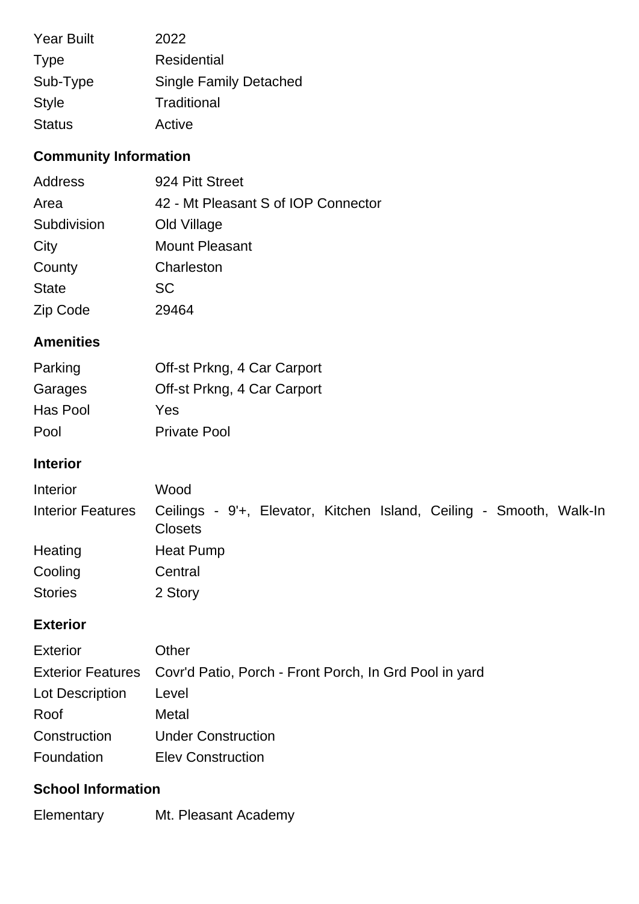| | |
|---|---|
| Year Built | 2022 |
| Type | Residential |
| Sub-Type | Single Family Detached |
| Style | Traditional |
| Status | Active |

## Community Information

| | |
|---|---|
| Address | 924 Pitt Street |
| Area | 42 - Mt Pleasant S of IOP Connector |
| Subdivision | Old Village |
| City | Mount Pleasant |
| County | Charleston |
| State | SC |
| Zip Code | 29464 |

## Amenities

| | |
|---|---|
| Parking | Off-st Prkng, 4 Car Carport |
| Garages | Off-st Prkng, 4 Car Carport |
| Has Pool | Yes |
| Pool | Private Pool |

## Interior

| | |
|---|---|
| Interior | Wood |
| Interior Features | Ceilings - 9'+, Elevator, Kitchen Island, Ceiling - Smooth, Walk-In Closets |
| Heating | Heat Pump |
| Cooling | Central |
| Stories | 2 Story |

## Exterior

| | |
|---|---|
| Exterior | Other |
| Exterior Features | Covr'd Patio, Porch - Front Porch, In Grd Pool in yard |
| Lot Description | Level |
| Roof | Metal |
| Construction | Under Construction |
| Foundation | Elev Construction |

## School Information

| | |
|---|---|
| Elementary | Mt. Pleasant Academy |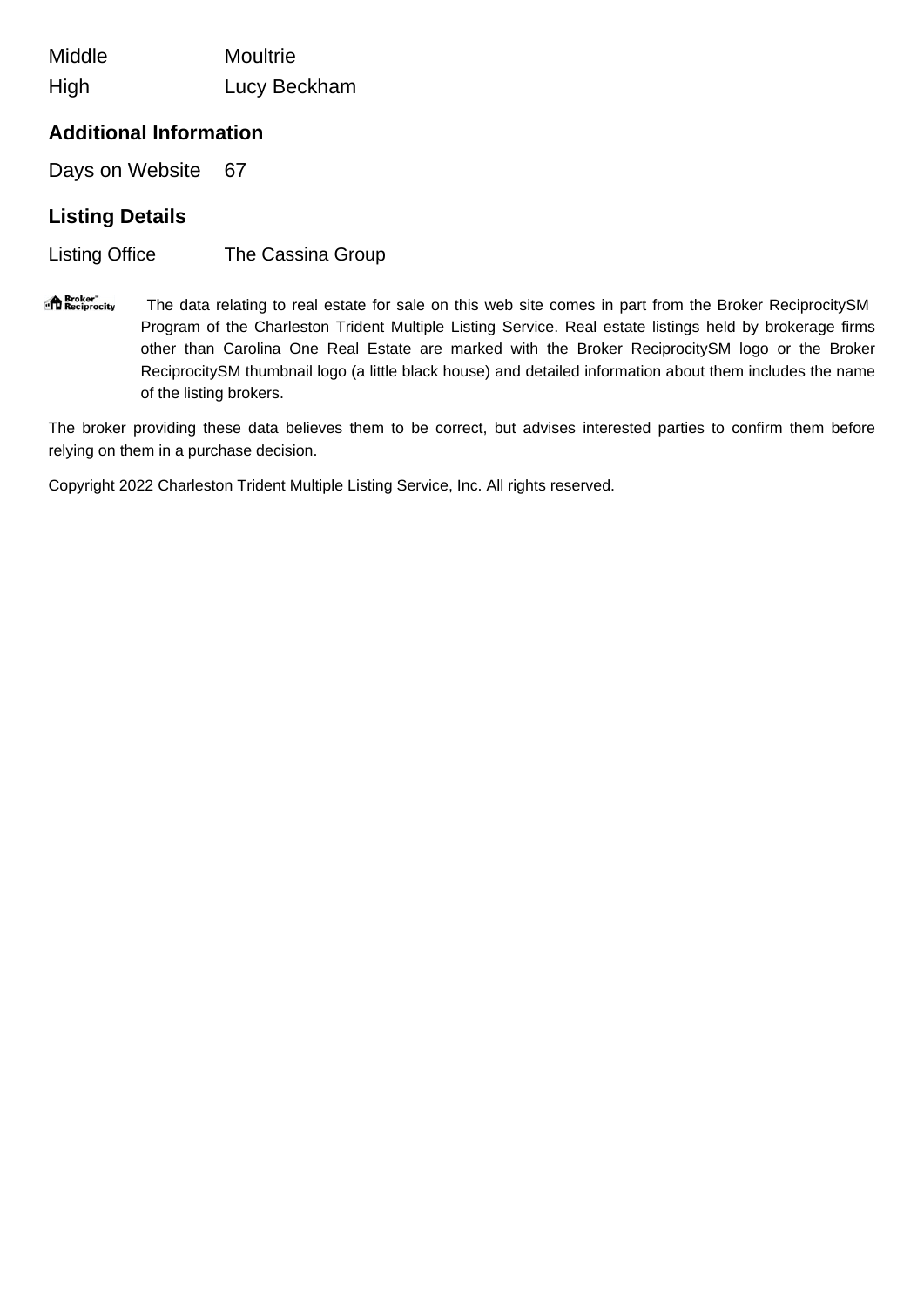| | |
|---|---|
| Middle | Moultrie |
| High | Lucy Beckham |

### Additional Information

| | |
|---|---|
| Days on Website | 67 |

### Listing Details

| | |
|---|---|
| Listing Office | The Cassina Group |

The data relating to real estate for sale on this web site comes in part from the Broker ReciprocitySM Program of the Charleston Trident Multiple Listing Service. Real estate listings held by brokerage firms other than Carolina One Real Estate are marked with the Broker ReciprocitySM logo or the Broker ReciprocitySM thumbnail logo (a little black house) and detailed information about them includes the name of the listing brokers.

The broker providing these data believes them to be correct, but advises interested parties to confirm them before relying on them in a purchase decision.

Copyright 2022 Charleston Trident Multiple Listing Service, Inc. All rights reserved.